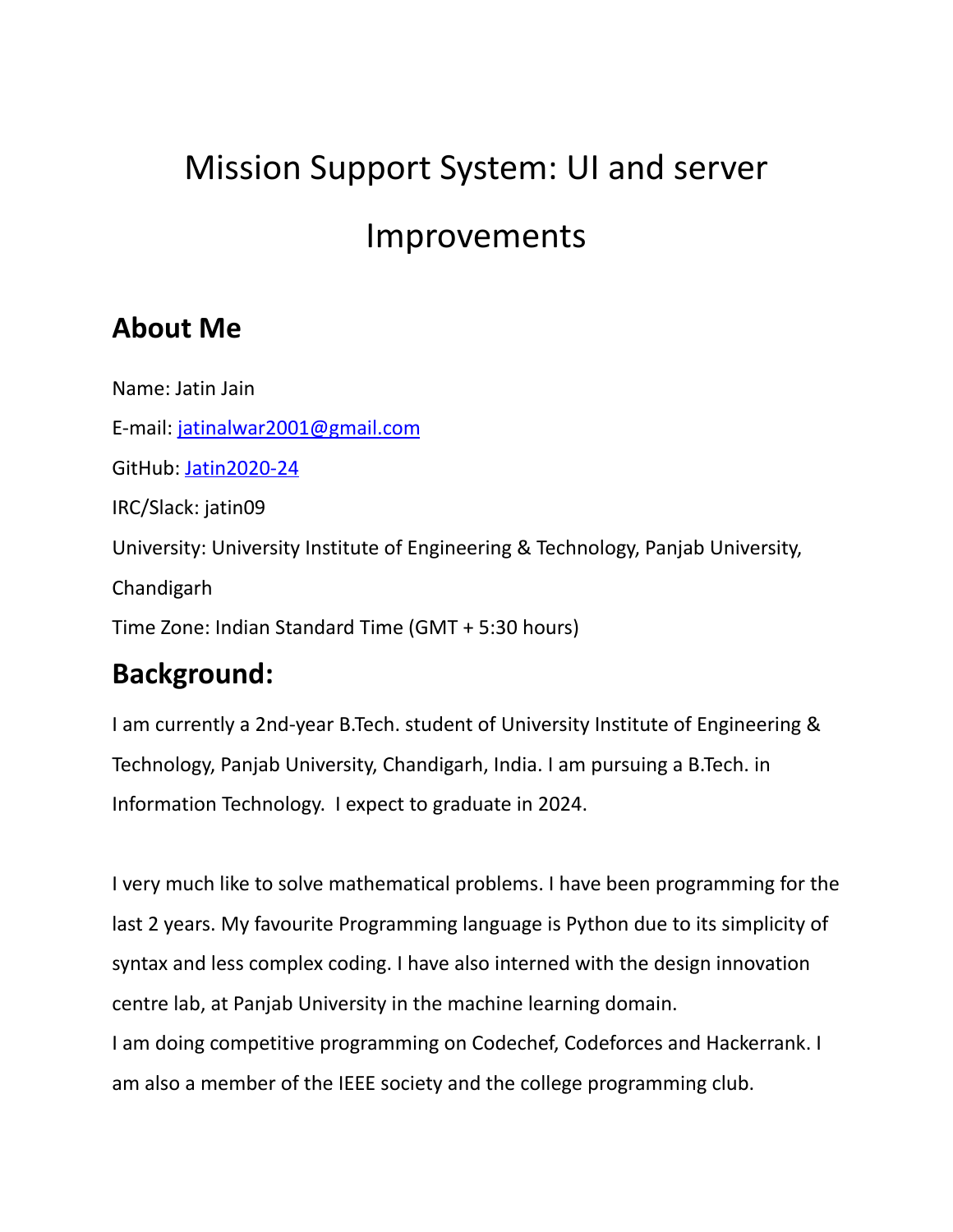# Mission Support System: UI and server Improvements

## About Me

Name: Jatin Jain

E-mail: [jatinalwar2001@gmail.com](mailto:jatinalwar2001@gmail.com)

GitHub: [Jatin2020-24](https://github.com/Jatin2020-24)

IRC/Slack: jatin09

University: University Institute of Engineering & Technology, Panjab University, Chandigarh

Time Zone: Indian Standard Time (GMT + 5:30 hours)

## Background:

I am currently a 2nd-year B.Tech. student of University Institute of Engineering & Technology, Panjab University, Chandigarh, India. I am pursuing a B.Tech. in Information Technology. I expect to graduate in 2024.

I very much like to solve mathematical problems. I have been programming for the last 2 years. My favourite Programming language is Python due to its simplicity of syntax and less complex coding. I have also interned with the design innovation centre lab, at Panjab University in the machine learning domain.

I am doing competitive programming on Codechef, Codeforces and Hackerrank. I am also a member of the IEEE society and the college programming club.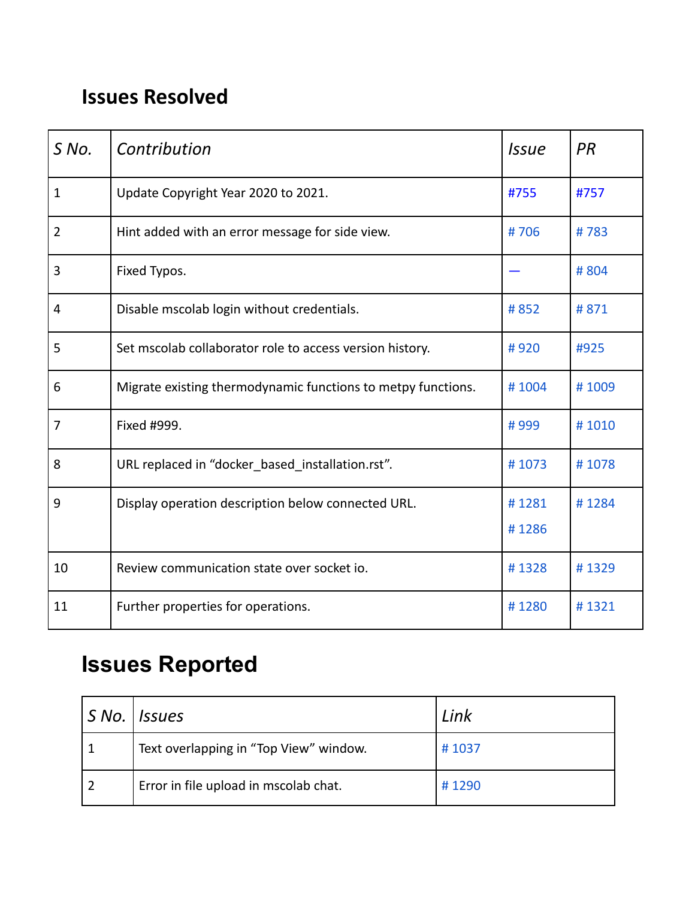## Issues Resolved

| *S No.* | *Contribution* | *Issue* | *PR* |
|---|---|---|---|
| 1 | Update Copyright Year 2020 to 2021. | #755 | #757 |
| 2 | Hint added with an error message for side view. | # 706 | # 783 |
| 3 | Fixed Typos. | — | # 804 |
| 4 | Disable mscolab login without credentials. | # 852 | # 871 |
| 5 | Set mscolab collaborator role to access version history. | # 920 | #925 |
| 6 | Migrate existing thermodynamic functions to metpy functions. | # 1004 | # 1009 |
| 7 | Fixed #999. | # 999 | # 1010 |
| 8 | URL replaced in “docker_based_installation.rst”. | # 1073 | # 1078 |
| 9 | Display operation description below connected URL. | # 1281<br># 1286 | # 1284 |
| 10 | Review communication state over socket io. | # 1328 | # 1329 |
| 11 | Further properties for operations. | # 1280 | # 1321 |

## Issues Reported

| *S No.* | *Issues* | *Link* |
|---|---|---|
| 1 | Text overlapping in “Top View” window. | # 1037 |
| 2 | Error in file upload in mscolab chat. | # 1290 |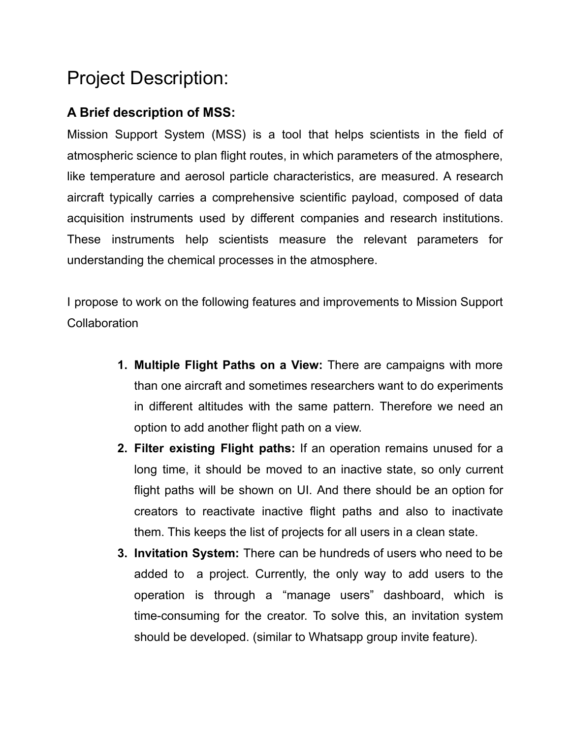# Project Description:

## A Brief description of MSS:

Mission Support System (MSS) is a tool that helps scientists in the field of atmospheric science to plan flight routes, in which parameters of the atmosphere, like temperature and aerosol particle characteristics, are measured. A research aircraft typically carries a comprehensive scientific payload, composed of data acquisition instruments used by different companies and research institutions. These instruments help scientists measure the relevant parameters for understanding the chemical processes in the atmosphere.

I propose to work on the following features and improvements to Mission Support Collaboration

1. **Multiple Flight Paths on a View:** There are campaigns with more than one aircraft and sometimes researchers want to do experiments in different altitudes with the same pattern. Therefore we need an option to add another flight path on a view.
2. **Filter existing Flight paths:** If an operation remains unused for a long time, it should be moved to an inactive state, so only current flight paths will be shown on UI. And there should be an option for creators to reactivate inactive flight paths and also to inactivate them. This keeps the list of projects for all users in a clean state.
3. **Invitation System:** There can be hundreds of users who need to be added to a project. Currently, the only way to add users to the operation is through a "manage users" dashboard, which is time-consuming for the creator. To solve this, an invitation system should be developed. (similar to Whatsapp group invite feature).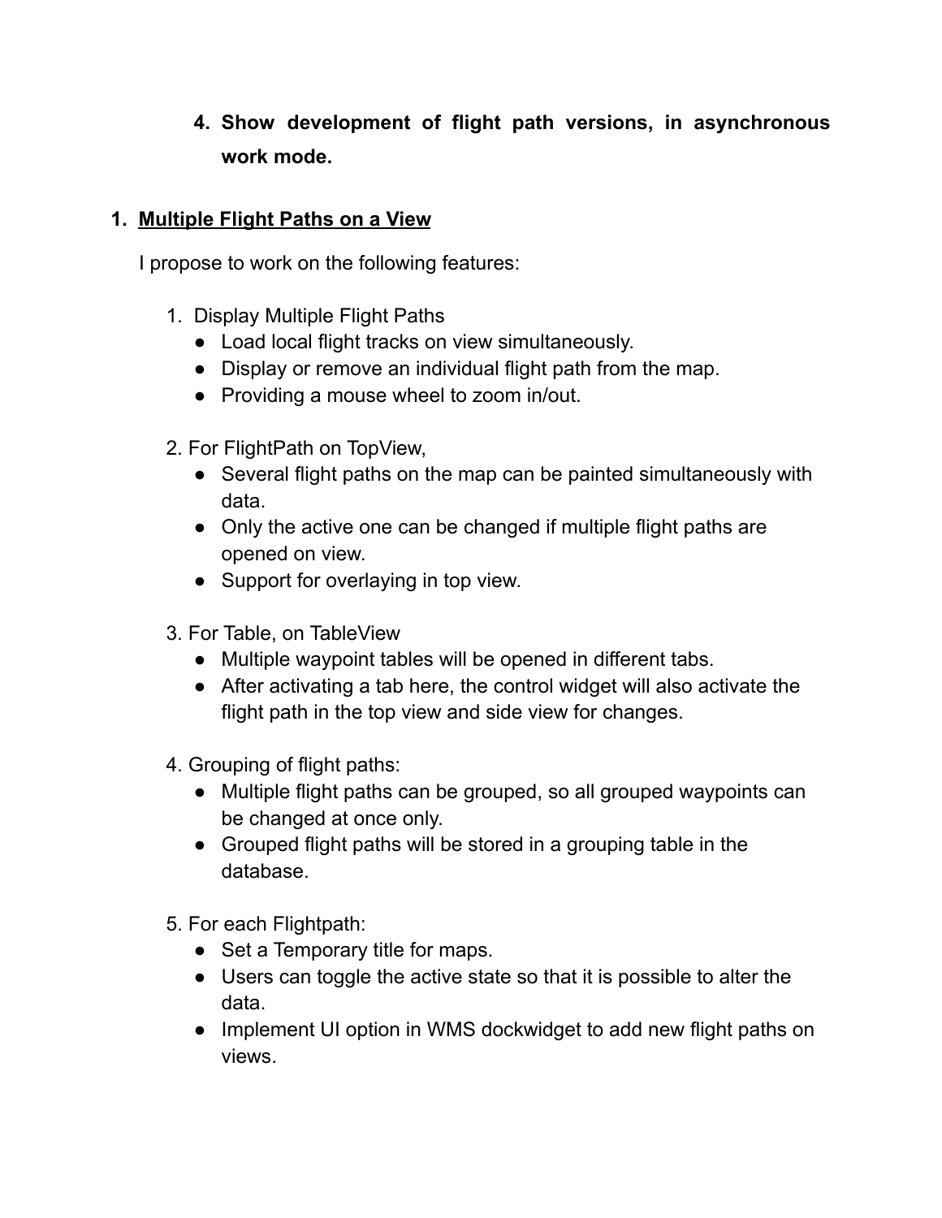4. **Show development of flight path versions, in asynchronous work mode.**

## 1. <u>Multiple Flight Paths on a View</u>

I propose to work on the following features:

1. Display Multiple Flight Paths
    - Load local flight tracks on view simultaneously.
    - Display or remove an individual flight path from the map.
    - Providing a mouse wheel to zoom in/out.

2. For FlightPath on TopView,
    - Several flight paths on the map can be painted simultaneously with data.
    - Only the active one can be changed if multiple flight paths are opened on view.
    - Support for overlaying in top view.

3. For Table, on TableView
    - Multiple waypoint tables will be opened in different tabs.
    - After activating a tab here, the control widget will also activate the flight path in the top view and side view for changes.

4. Grouping of flight paths:
    - Multiple flight paths can be grouped, so all grouped waypoints can be changed at once only.
    - Grouped flight paths will be stored in a grouping table in the database.

5. For each Flightpath:
    - Set a Temporary title for maps.
    - Users can toggle the active state so that it is possible to alter the data.
    - Implement UI option in WMS dockwidget to add new flight paths on views.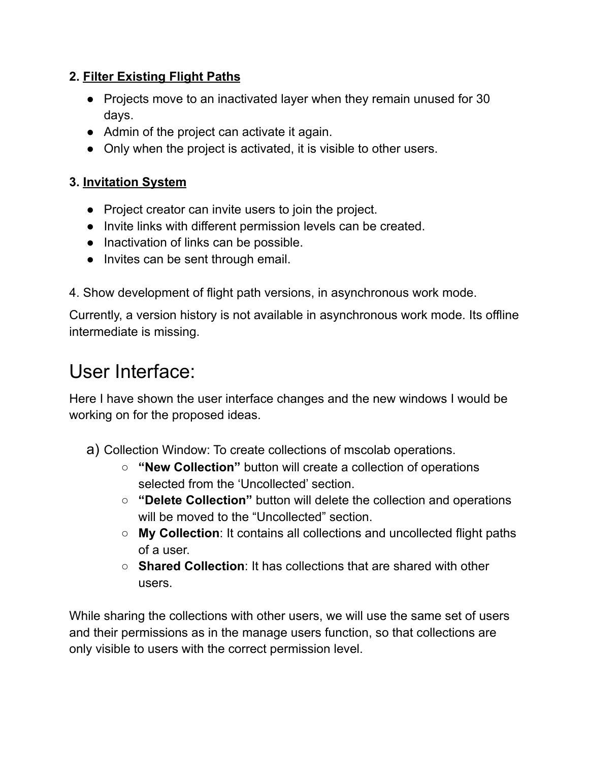**2. <u>Filter Existing Flight Paths</u>**

- Projects move to an inactivated layer when they remain unused for 30 days.
- Admin of the project can activate it again.
- Only when the project is activated, it is visible to other users.

**3. <u>Invitation System</u>**

- Project creator can invite users to join the project.
- Invite links with different permission levels can be created.
- Inactivation of links can be possible.
- Invites can be sent through email.

4. Show development of flight path versions, in asynchronous work mode.

Currently, a version history is not available in asynchronous work mode. Its offline intermediate is missing.

# User Interface:

Here I have shown the user interface changes and the new windows I would be working on for the proposed ideas.

a) Collection Window: To create collections of mscolab operations.
   - **"New Collection"** button will create a collection of operations selected from the 'Uncollected' section.
   - **"Delete Collection"** button will delete the collection and operations will be moved to the "Uncollected" section.
   - **My Collection**: It contains all collections and uncollected flight paths of a user.
   - **Shared Collection**: It has collections that are shared with other users.

While sharing the collections with other users, we will use the same set of users and their permissions as in the manage users function, so that collections are only visible to users with the correct permission level.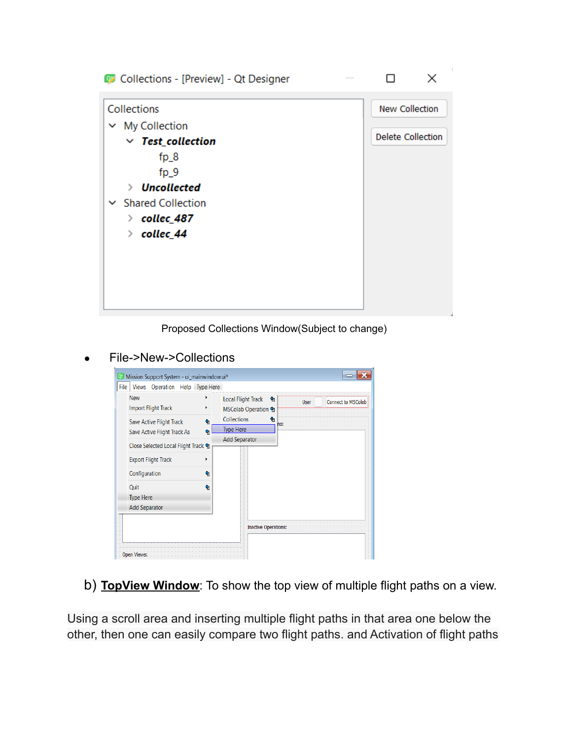Proposed Collections Window(Subject to change)

- File->New->Collections

b) **TopView Window**: To show the top view of multiple flight paths on a view.

Using a scroll area and inserting multiple flight paths in that area one below the other, then one can easily compare two flight paths. and Activation of flight paths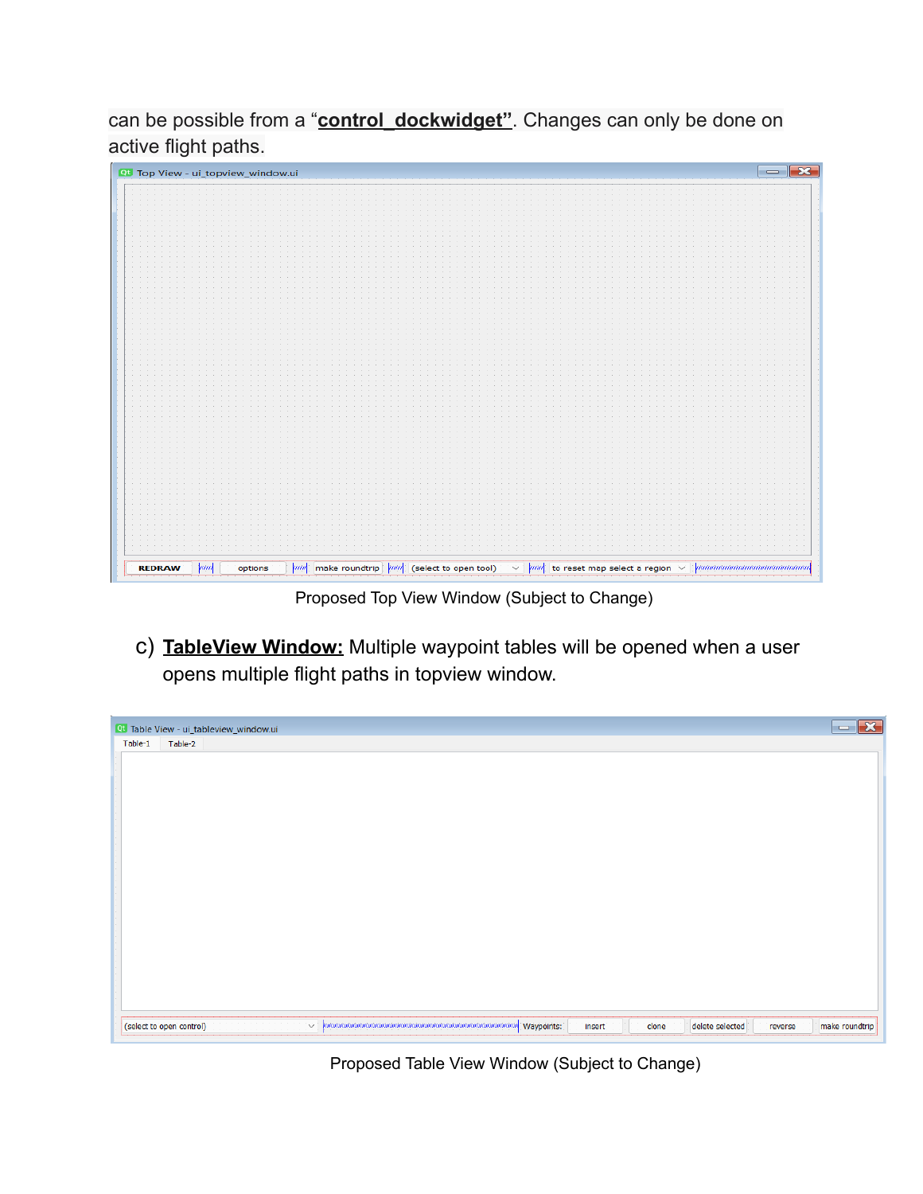can be possible from a "**control_dockwidget"**. Changes can only be done on active flight paths.

Top View - ui_topview_window.ui

REDRAW | options | make roundtrip | (select to open tool) | to reset map select a region

Proposed Top View Window (Subject to Change)

c) **TableView Window:** Multiple waypoint tables will be opened when a user opens multiple flight paths in topview window.

Table View - ui_tableview_window.ui

Table-1 | Table-2

(select to open control) | Waypoints: | insert | clone | delete selected | reverse | make roundtrip

Proposed Table View Window (Subject to Change)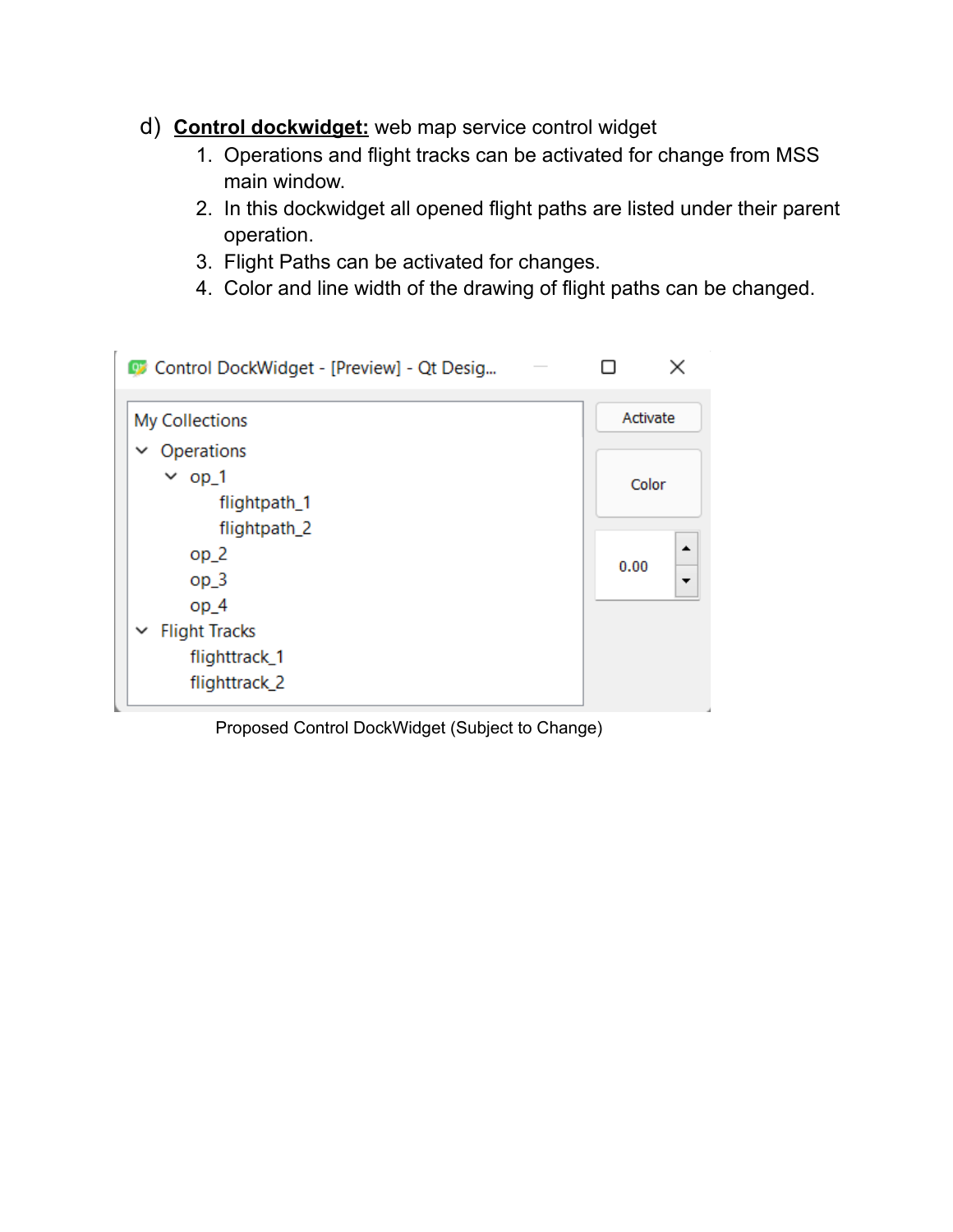d) **<u>Control dockwidget:</u>** web map service control widget

1. Operations and flight tracks can be activated for change from MSS main window.
2. In this dockwidget all opened flight paths are listed under their parent operation.
3. Flight Paths can be activated for changes.
4. Color and line width of the drawing of flight paths can be changed.

Control DockWidget - [Preview] - Qt Desig...

My Collections
Operations
op_1
flightpath_1
flightpath_2
op_2
op_3
op_4
Flight Tracks
flighttrack_1
flighttrack_2

Activate
Color
0.00

Proposed Control DockWidget (Subject to Change)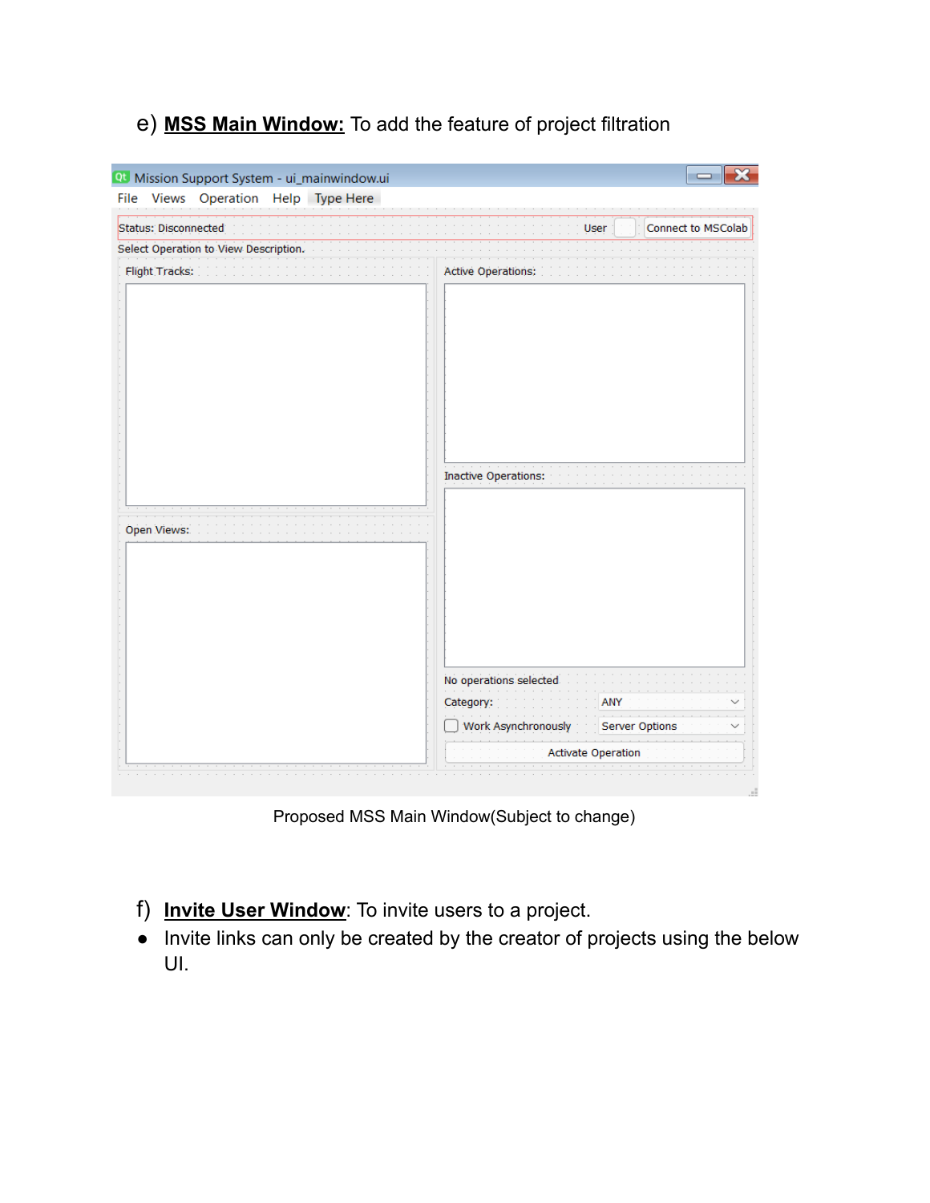e) **MSS Main Window:** To add the feature of project filtration

Proposed MSS Main Window(Subject to change)

f) **Invite User Window**: To invite users to a project.

- Invite links can only be created by the creator of projects using the below UI.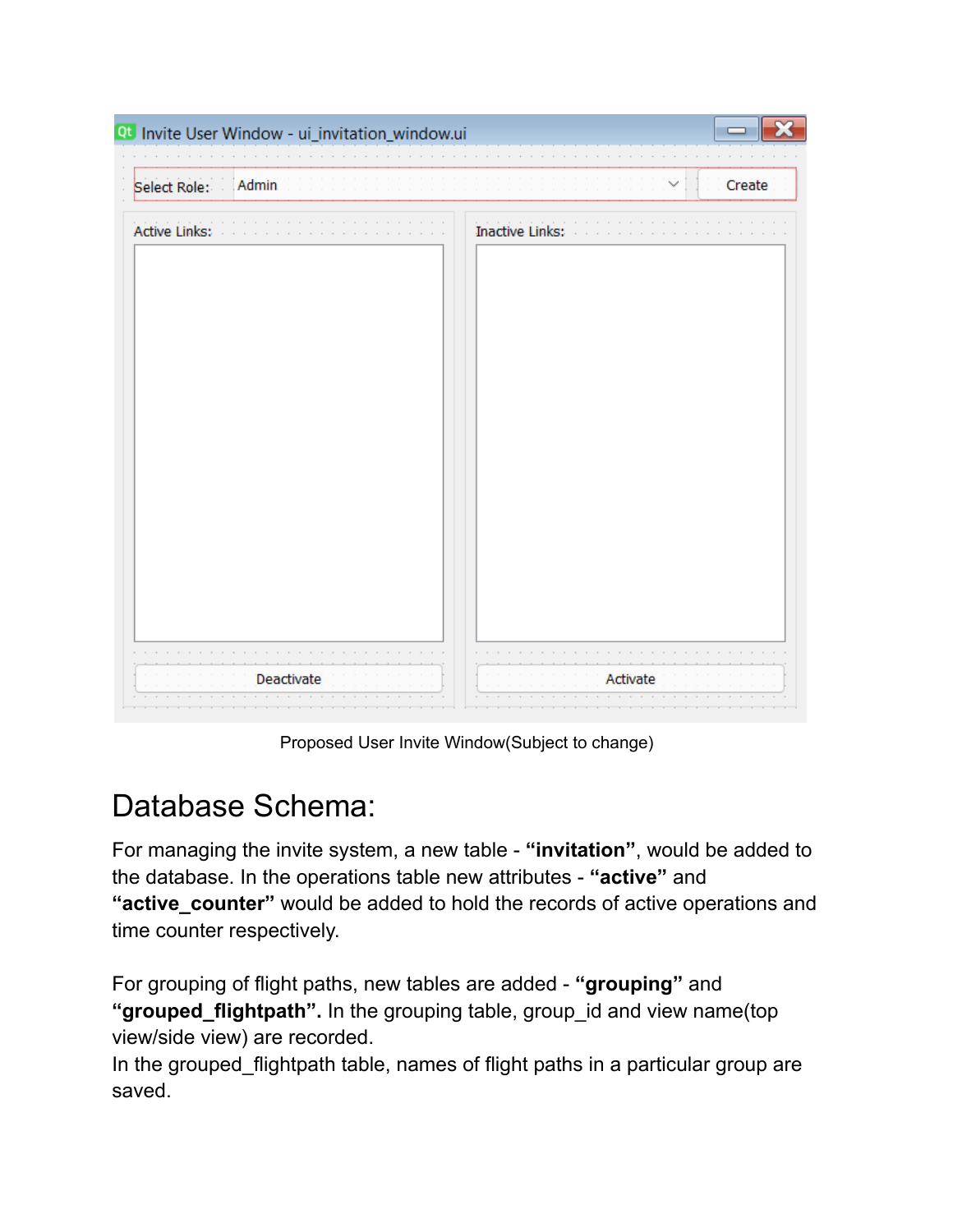Proposed User Invite Window(Subject to change)

# Database Schema:

For managing the invite system, a new table - **"invitation"**, would be added to the database. In the operations table new attributes - **"active"** and **"active_counter"** would be added to hold the records of active operations and time counter respectively.

For grouping of flight paths, new tables are added - **"grouping"** and **"grouped_flightpath".** In the grouping table, group_id and view name(top view/side view) are recorded.
In the grouped_flightpath table, names of flight paths in a particular group are saved.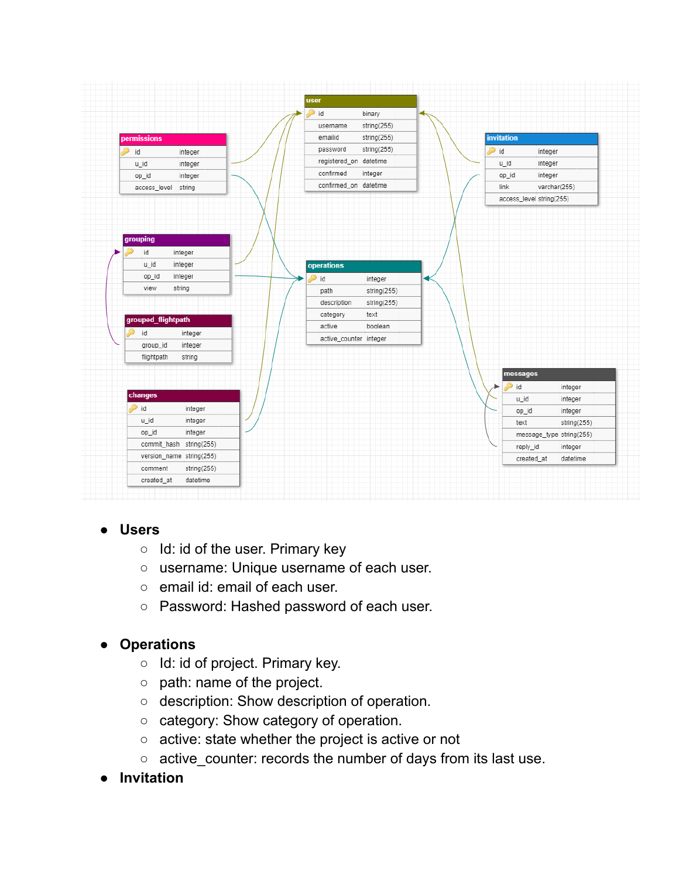| permissions | |
|---|---|
| id | integer |
| u_id | integer |
| op_id | integer |
| access_level | string |

| user | |
|---|---|
| id | binary |
| username | string(255) |
| emailid | string(255) |
| password | string(255) |
| registered_on | datetime |
| confirmed | integer |
| confirmed_on | datetime |

| invitation | |
|---|---|
| id | integer |
| u_id | integer |
| op_id | integer |
| link | varchar(255) |
| access_level | string(255) |

| grouping | |
|---|---|
| id | integer |
| u_id | integer |
| op_id | integer |
| view | string |

| operations | |
|---|---|
| id | integer |
| path | string(255) |
| description | string(255) |
| category | text |
| active | boolean |
| active_counter | integer |

| grouped_flightpath | |
|---|---|
| id | integer |
| group_id | integer |
| flightpath | string |

| messages | |
|---|---|
| id | integer |
| u_id | integer |
| op_id | integer |
| text | string(255) |
| message_type | string(255) |
| reply_id | integer |
| created_at | datetime |

| changes | |
|---|---|
| id | integer |
| u_id | integer |
| op_id | integer |
| commit_hash | string(255) |
| version_name | string(255) |
| comment | string(255) |
| created_at | datetime |

- **Users**
  - Id: id of the user. Primary key
  - username: Unique username of each user.
  - email id: email of each user.
  - Password: Hashed password of each user.

- **Operations**
  - Id: id of project. Primary key.
  - path: name of the project.
  - description: Show description of operation.
  - category: Show category of operation.
  - active: state whether the project is active or not
  - active_counter: records the number of days from its last use.
- **Invitation**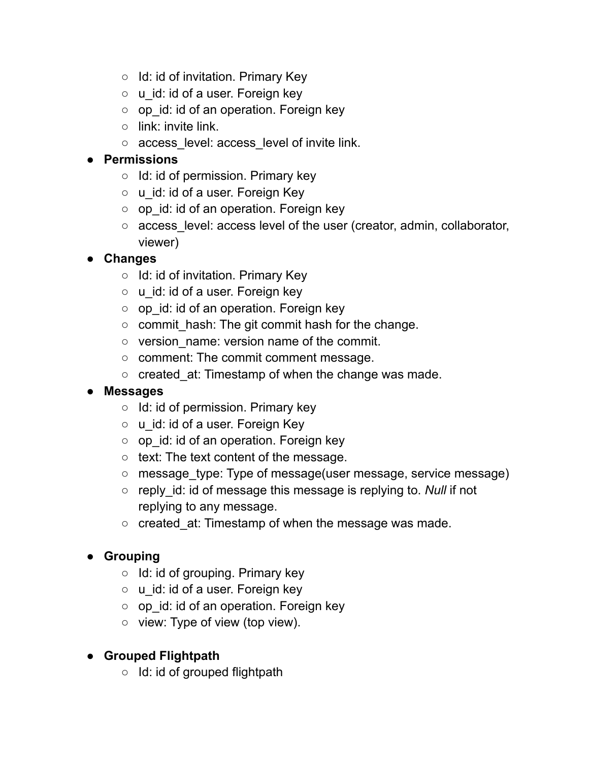- Id: id of invitation. Primary Key
   - u_id: id of a user. Foreign key
   - op_id: id of an operation. Foreign key
   - link: invite link.
   - access_level: access_level of invite link.
- **Permissions**
   - Id: id of permission. Primary key
   - u_id: id of a user. Foreign Key
   - op_id: id of an operation. Foreign key
   - access_level: access level of the user (creator, admin, collaborator, viewer)
- **Changes**
   - Id: id of invitation. Primary Key
   - u_id: id of a user. Foreign key
   - op_id: id of an operation. Foreign key
   - commit_hash: The git commit hash for the change.
   - version_name: version name of the commit.
   - comment: The commit comment message.
   - created_at: Timestamp of when the change was made.
- **Messages**
   - Id: id of permission. Primary key
   - u_id: id of a user. Foreign Key
   - op_id: id of an operation. Foreign key
   - text: The text content of the message.
   - message_type: Type of message(user message, service message)
   - reply_id: id of message this message is replying to. *Null* if not replying to any message.
   - created_at: Timestamp of when the message was made.

- **Grouping**
   - Id: id of grouping. Primary key
   - u_id: id of a user. Foreign key
   - op_id: id of an operation. Foreign key
   - view: Type of view (top view).

- **Grouped Flightpath**
   - Id: id of grouped flightpath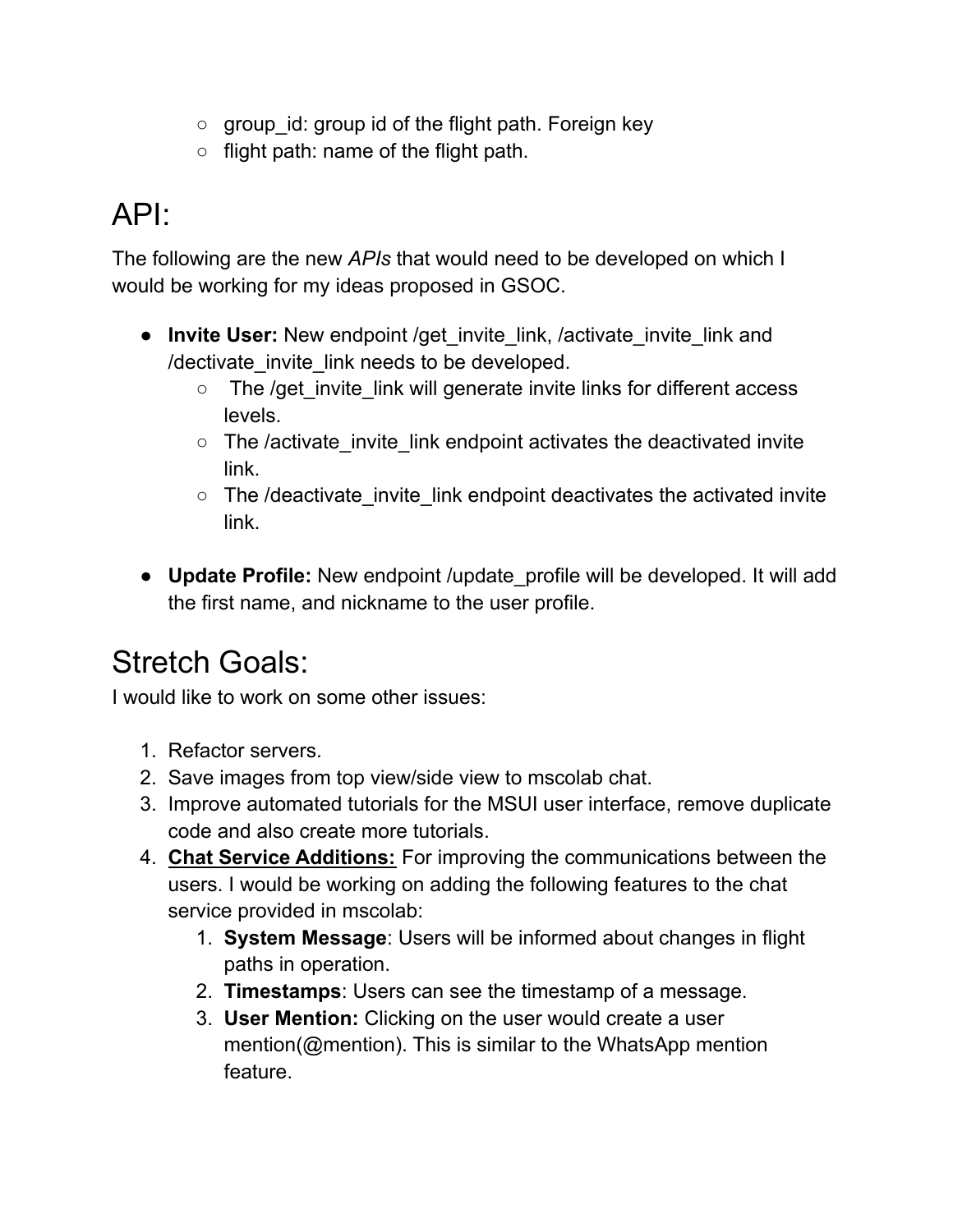- group_id: group id of the flight path. Foreign key
  - flight path: name of the flight path.

# API:

The following are the new *APIs* that would need to be developed on which I would be working for my ideas proposed in GSOC.

- **Invite User:** New endpoint /get_invite_link, /activate_invite_link and /dectivate_invite_link needs to be developed.
  - The /get_invite_link will generate invite links for different access levels.
  - The /activate_invite_link endpoint activates the deactivated invite link.
  - The /deactivate_invite_link endpoint deactivates the activated invite link.

- **Update Profile:** New endpoint /update_profile will be developed. It will add the first name, and nickname to the user profile.

# Stretch Goals:

I would like to work on some other issues:

1. Refactor servers.
2. Save images from top view/side view to mscolab chat.
3. Improve automated tutorials for the MSUI user interface, remove duplicate code and also create more tutorials.
4. **Chat Service Additions:** For improving the communications between the users. I would be working on adding the following features to the chat service provided in mscolab:
   1. **System Message**: Users will be informed about changes in flight paths in operation.
   2. **Timestamps**: Users can see the timestamp of a message.
   3. **User Mention:** Clicking on the user would create a user mention(@mention). This is similar to the WhatsApp mention feature.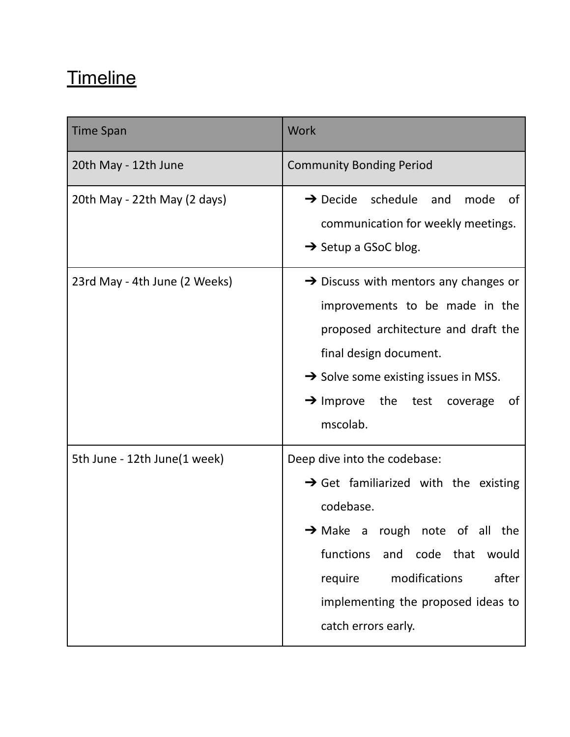# Timeline

| Time Span | Work |
| --- | --- |
| 20th May - 12th June | Community Bonding Period |
| 20th May - 22th May (2 days) | ➔ Decide schedule and mode of communication for weekly meetings.<br>➔ Setup a GSoC blog. |
| 23rd May - 4th June (2 Weeks) | ➔ Discuss with mentors any changes or improvements to be made in the proposed architecture and draft the final design document.<br>➔ Solve some existing issues in MSS.<br>➔ Improve the test coverage of mscolab. |
| 5th June - 12th June(1 week) | Deep dive into the codebase:<br>➔ Get familiarized with the existing codebase.<br>➔ Make a rough note of all the functions and code that would require modifications after implementing the proposed ideas to catch errors early. |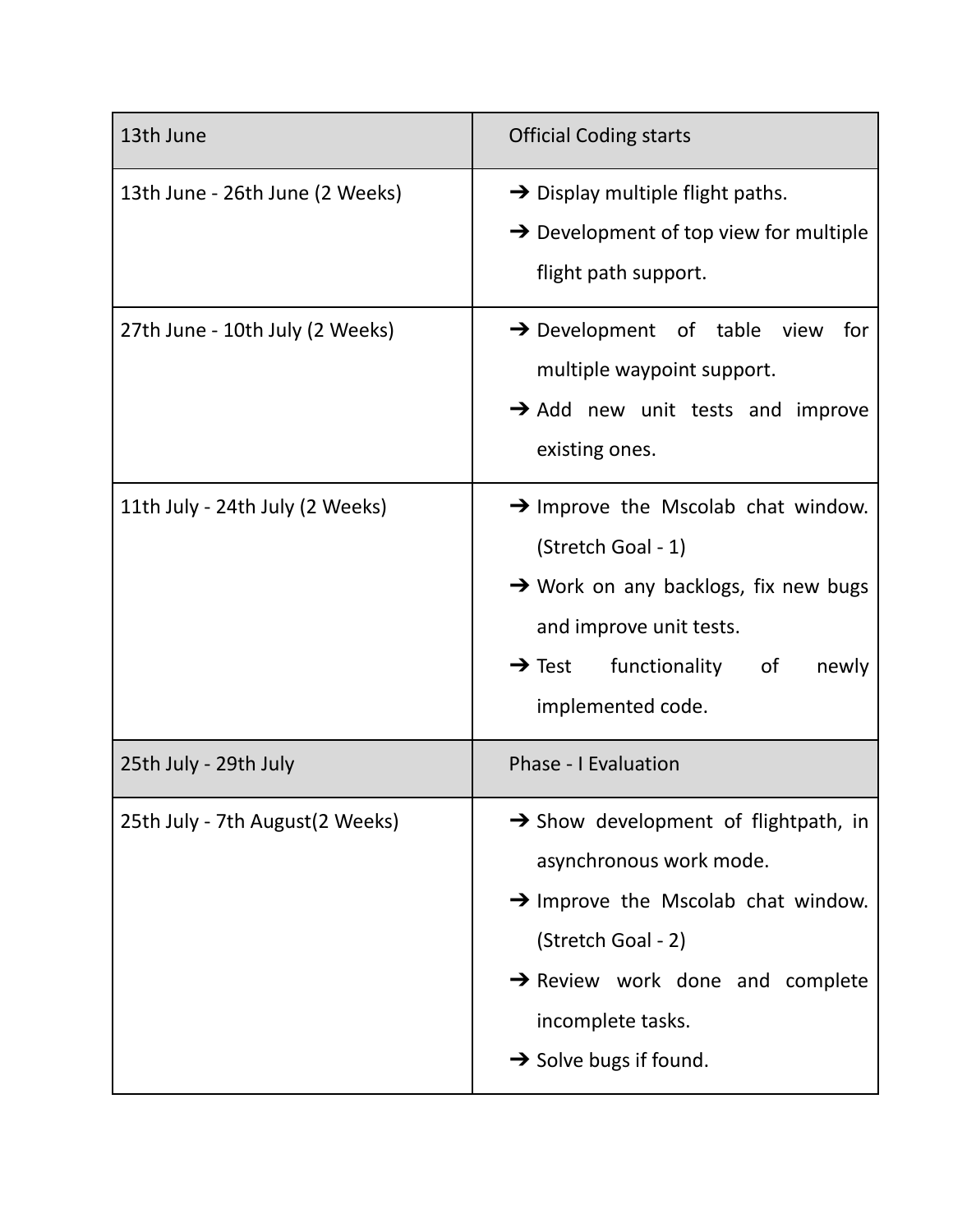| | |
|---|---|
| 13th June | Official Coding starts |
| 13th June - 26th June (2 Weeks) | ➔ Display multiple flight paths.<br>➔ Development of top view for multiple flight path support. |
| 27th June - 10th July (2 Weeks) | ➔ Development of table view for multiple waypoint support.<br>➔ Add new unit tests and improve existing ones. |
| 11th July - 24th July (2 Weeks) | ➔ Improve the Mscolab chat window. (Stretch Goal - 1)<br>➔ Work on any backlogs, fix new bugs and improve unit tests.<br>➔ Test functionality of newly implemented code. |
| 25th July - 29th July | Phase - I Evaluation |
| 25th July - 7th August(2 Weeks) | ➔ Show development of flightpath, in asynchronous work mode.<br>➔ Improve the Mscolab chat window. (Stretch Goal - 2)<br>➔ Review work done and complete incomplete tasks.<br>➔ Solve bugs if found. |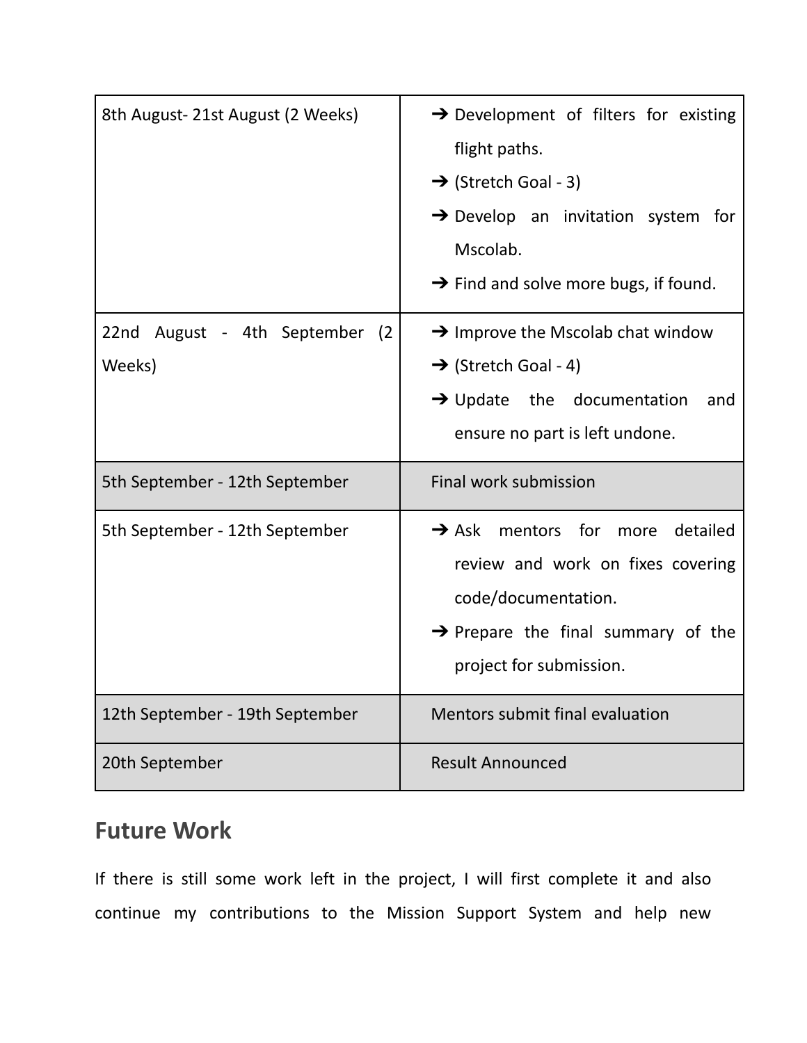| | |
|---|---|
| 8th August- 21st August (2 Weeks) | ➔ Development of filters for existing flight paths.<br>➔ (Stretch Goal - 3)<br>➔ Develop an invitation system for Mscolab.<br>➔ Find and solve more bugs, if found. |
| 22nd August - 4th September (2 Weeks) | ➔ Improve the Mscolab chat window<br>➔ (Stretch Goal - 4)<br>➔ Update the documentation and ensure no part is left undone. |
| 5th September - 12th September | Final work submission |
| 5th September - 12th September | ➔ Ask mentors for more detailed review and work on fixes covering code/documentation.<br>➔ Prepare the final summary of the project for submission. |
| 12th September - 19th September | Mentors submit final evaluation |
| 20th September | Result Announced |

## Future Work

If there is still some work left in the project, I will first complete it and also continue my contributions to the Mission Support System and help new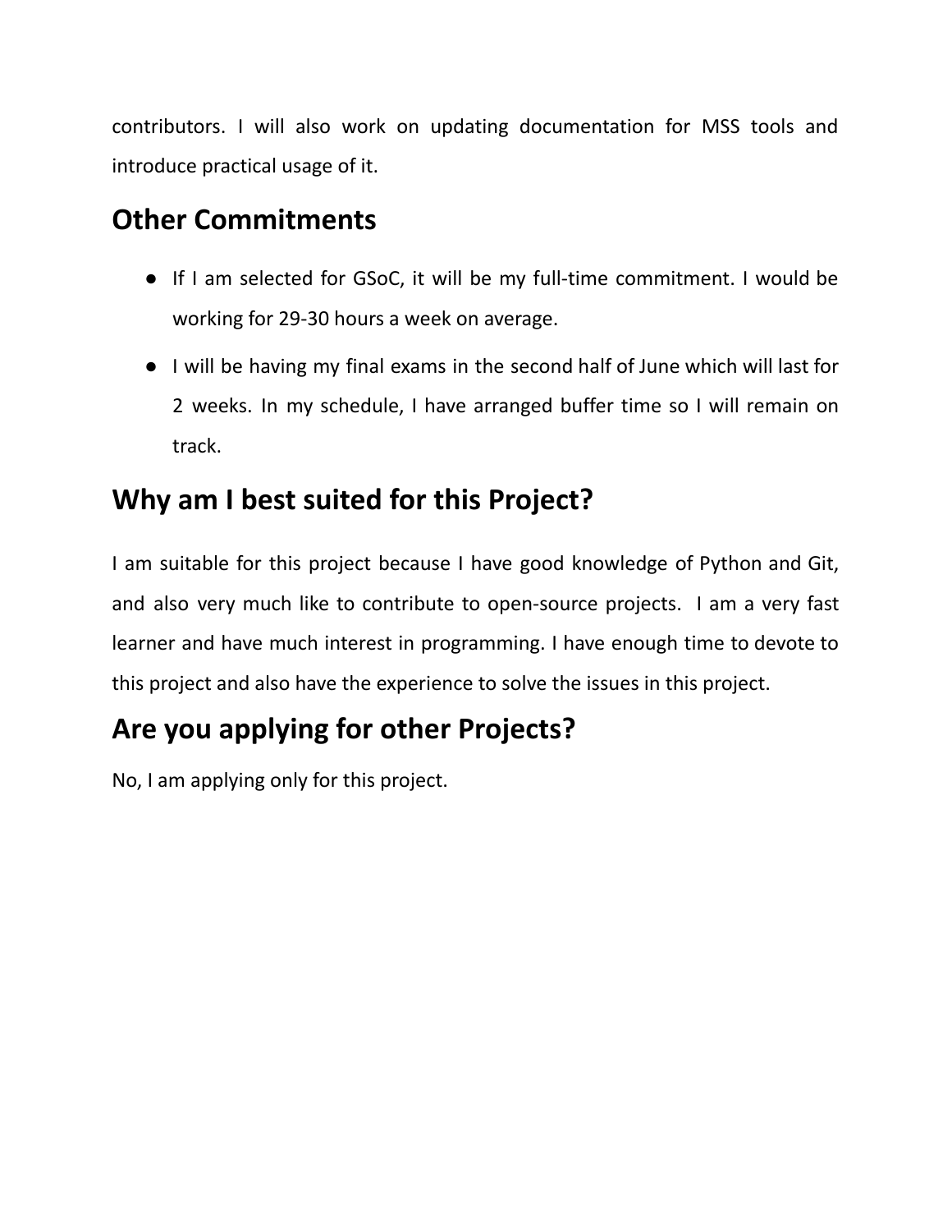contributors. I will also work on updating documentation for MSS tools and introduce practical usage of it.

## Other Commitments

- If I am selected for GSoC, it will be my full-time commitment. I would be working for 29-30 hours a week on average.
- I will be having my final exams in the second half of June which will last for 2 weeks. In my schedule, I have arranged buffer time so I will remain on track.

## Why am I best suited for this Project?

I am suitable for this project because I have good knowledge of Python and Git, and also very much like to contribute to open-source projects. I am a very fast learner and have much interest in programming. I have enough time to devote to this project and also have the experience to solve the issues in this project.

## Are you applying for other Projects?

No, I am applying only for this project.